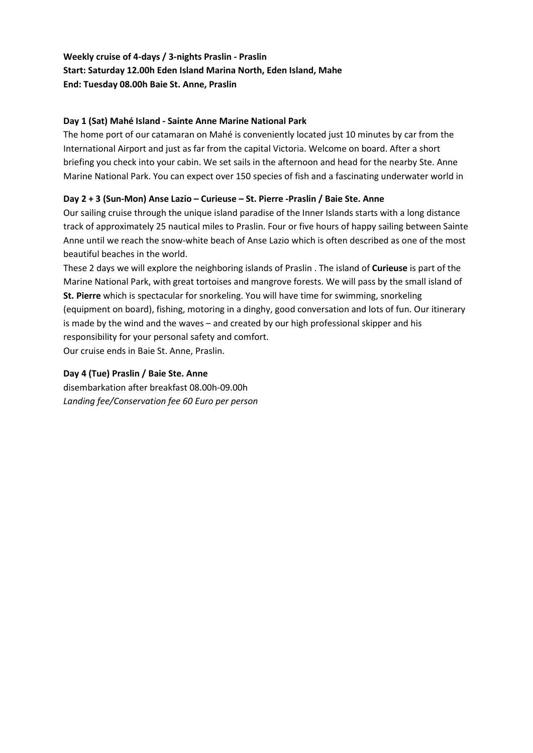**Weekly cruise of 4-days / 3-nights Praslin - Praslin**
**Start: Saturday 12.00h Eden Island Marina North, Eden Island, Mahe**
**End: Tuesday 08.00h Baie St. Anne, Praslin**

**Day 1 (Sat) Mahé Island - Sainte Anne Marine National Park**

The home port of our catamaran on Mahé is conveniently located just 10 minutes by car from the International Airport and just as far from the capital Victoria. Welcome on board. After a short briefing you check into your cabin. We set sails in the afternoon and head for the nearby Ste. Anne Marine National Park. You can expect over 150 species of fish and a fascinating underwater world in

**Day 2 + 3 (Sun-Mon) Anse Lazio – Curieuse – St. Pierre -Praslin / Baie Ste. Anne**

Our sailing cruise through the unique island paradise of the Inner Islands starts with a long distance track of approximately 25 nautical miles to Praslin. Four or five hours of happy sailing between Sainte Anne until we reach the snow-white beach of Anse Lazio which is often described as one of the most beautiful beaches in the world.

These 2 days we will explore the neighboring islands of Praslin . The island of **Curieuse** is part of the Marine National Park, with great tortoises and mangrove forests. We will pass by the small island of **St. Pierre** which is spectacular for snorkeling. You will have time for swimming, snorkeling (equipment on board), fishing, motoring in a dinghy, good conversation and lots of fun. Our itinerary is made by the wind and the waves – and created by our high professional skipper and his responsibility for your personal safety and comfort.

Our cruise ends in Baie St. Anne, Praslin.

**Day 4 (Tue) Praslin / Baie Ste. Anne**

disembarkation after breakfast 08.00h-09.00h

*Landing fee/Conservation fee 60 Euro per person*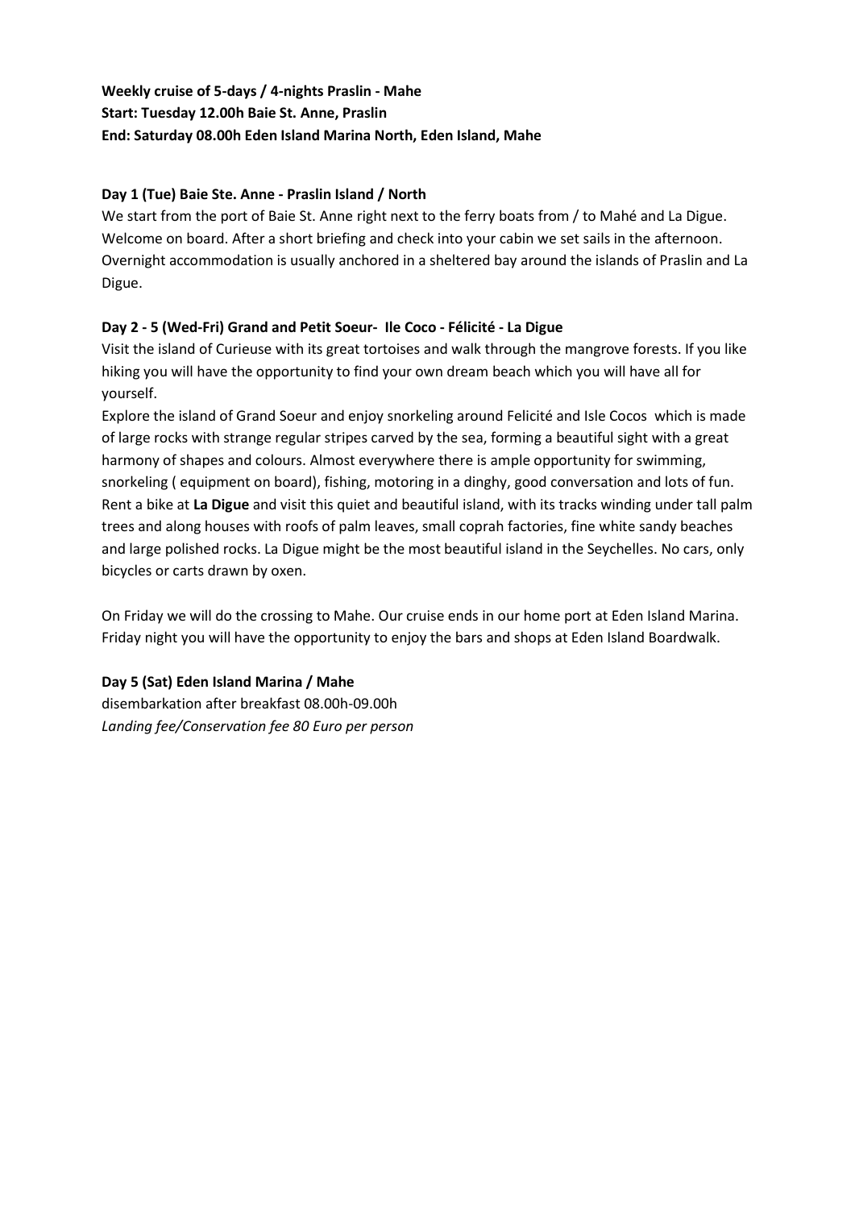**Weekly cruise of 5-days / 4-nights Praslin - Mahe**
**Start: Tuesday 12.00h Baie St. Anne, Praslin**
**End: Saturday 08.00h Eden Island Marina North, Eden Island, Mahe**

**Day 1 (Tue) Baie Ste. Anne - Praslin Island / North**

We start from the port of Baie St. Anne right next to the ferry boats from / to Mahé and La Digue. Welcome on board. After a short briefing and check into your cabin we set sails in the afternoon. Overnight accommodation is usually anchored in a sheltered bay around the islands of Praslin and La Digue.

**Day 2 - 5 (Wed-Fri) Grand and Petit Soeur- Ile Coco - Félicité - La Digue**

Visit the island of Curieuse with its great tortoises and walk through the mangrove forests. If you like hiking you will have the opportunity to find your own dream beach which you will have all for yourself.

Explore the island of Grand Soeur and enjoy snorkeling around Felicité and Isle Cocos which is made of large rocks with strange regular stripes carved by the sea, forming a beautiful sight with a great harmony of shapes and colours. Almost everywhere there is ample opportunity for swimming, snorkeling ( equipment on board), fishing, motoring in a dinghy, good conversation and lots of fun. Rent a bike at **La Digue** and visit this quiet and beautiful island, with its tracks winding under tall palm trees and along houses with roofs of palm leaves, small coprah factories, fine white sandy beaches and large polished rocks. La Digue might be the most beautiful island in the Seychelles. No cars, only bicycles or carts drawn by oxen.

On Friday we will do the crossing to Mahe. Our cruise ends in our home port at Eden Island Marina. Friday night you will have the opportunity to enjoy the bars and shops at Eden Island Boardwalk.

**Day 5 (Sat) Eden Island Marina / Mahe**

disembarkation after breakfast 08.00h-09.00h
*Landing fee/Conservation fee 80 Euro per person*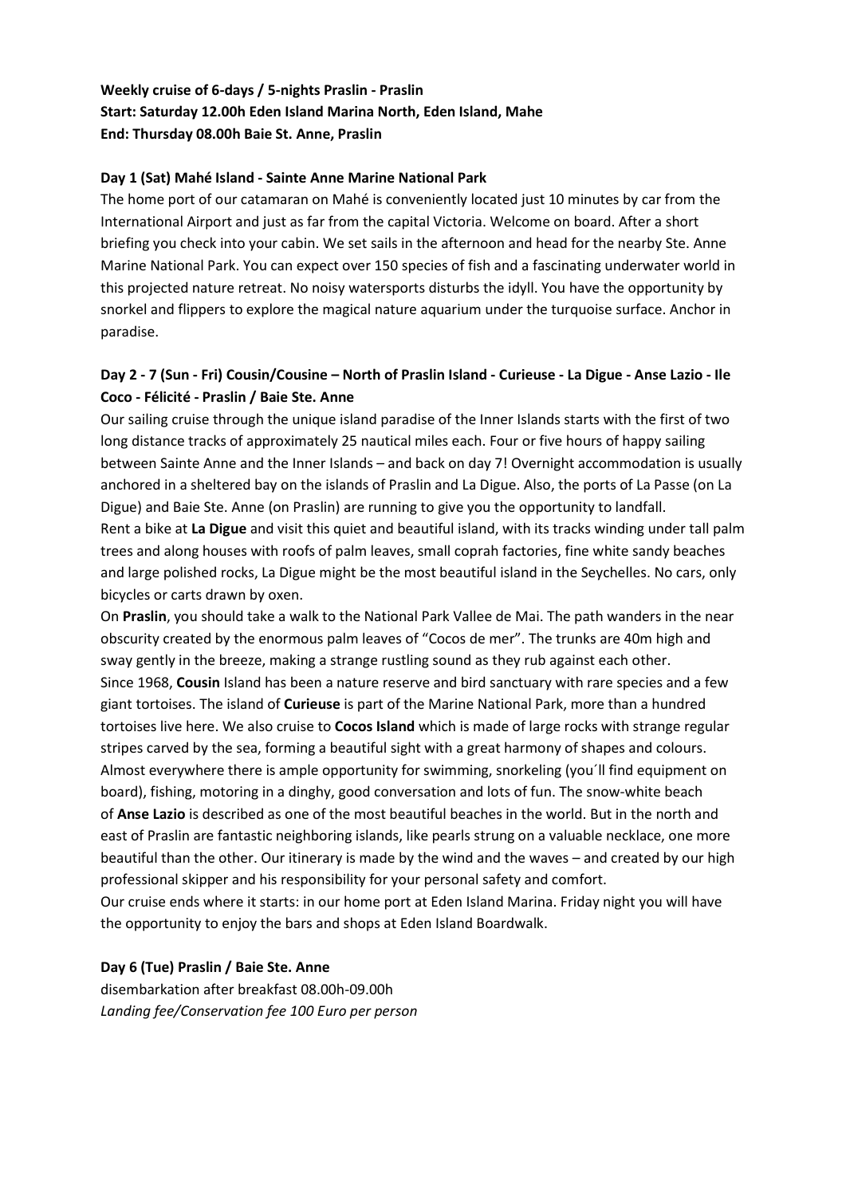**Weekly cruise of 6-days / 5-nights Praslin - Praslin**
**Start: Saturday 12.00h Eden Island Marina North, Eden Island, Mahe**
**End: Thursday 08.00h Baie St. Anne, Praslin**

**Day 1 (Sat) Mahé Island - Sainte Anne Marine National Park**

The home port of our catamaran on Mahé is conveniently located just 10 minutes by car from the International Airport and just as far from the capital Victoria. Welcome on board. After a short briefing you check into your cabin. We set sails in the afternoon and head for the nearby Ste. Anne Marine National Park. You can expect over 150 species of fish and a fascinating underwater world in this projected nature retreat. No noisy watersports disturbs the idyll. You have the opportunity by snorkel and flippers to explore the magical nature aquarium under the turquoise surface. Anchor in paradise.

**Day 2 - 7 (Sun - Fri) Cousin/Cousine – North of Praslin Island - Curieuse - La Digue - Anse Lazio - Ile Coco - Félicité - Praslin / Baie Ste. Anne**

Our sailing cruise through the unique island paradise of the Inner Islands starts with the first of two long distance tracks of approximately 25 nautical miles each. Four or five hours of happy sailing between Sainte Anne and the Inner Islands – and back on day 7! Overnight accommodation is usually anchored in a sheltered bay on the islands of Praslin and La Digue. Also, the ports of La Passe (on La Digue) and Baie Ste. Anne (on Praslin) are running to give you the opportunity to landfall.
Rent a bike at **La Digue** and visit this quiet and beautiful island, with its tracks winding under tall palm trees and along houses with roofs of palm leaves, small coprah factories, fine white sandy beaches and large polished rocks, La Digue might be the most beautiful island in the Seychelles. No cars, only bicycles or carts drawn by oxen.
On **Praslin**, you should take a walk to the National Park Vallee de Mai. The path wanders in the near obscurity created by the enormous palm leaves of "Cocos de mer". The trunks are 40m high and sway gently in the breeze, making a strange rustling sound as they rub against each other.
Since 1968, **Cousin** Island has been a nature reserve and bird sanctuary with rare species and a few giant tortoises. The island of **Curieuse** is part of the Marine National Park, more than a hundred tortoises live here. We also cruise to **Cocos Island** which is made of large rocks with strange regular stripes carved by the sea, forming a beautiful sight with a great harmony of shapes and colours. Almost everywhere there is ample opportunity for swimming, snorkeling (you´ll find equipment on board), fishing, motoring in a dinghy, good conversation and lots of fun. The snow-white beach of **Anse Lazio** is described as one of the most beautiful beaches in the world. But in the north and east of Praslin are fantastic neighboring islands, like pearls strung on a valuable necklace, one more beautiful than the other. Our itinerary is made by the wind and the waves – and created by our high professional skipper and his responsibility for your personal safety and comfort.
Our cruise ends where it starts: in our home port at Eden Island Marina. Friday night you will have the opportunity to enjoy the bars and shops at Eden Island Boardwalk.

**Day 6 (Tue) Praslin / Baie Ste. Anne**

disembarkation after breakfast 08.00h-09.00h
*Landing fee/Conservation fee 100 Euro per person*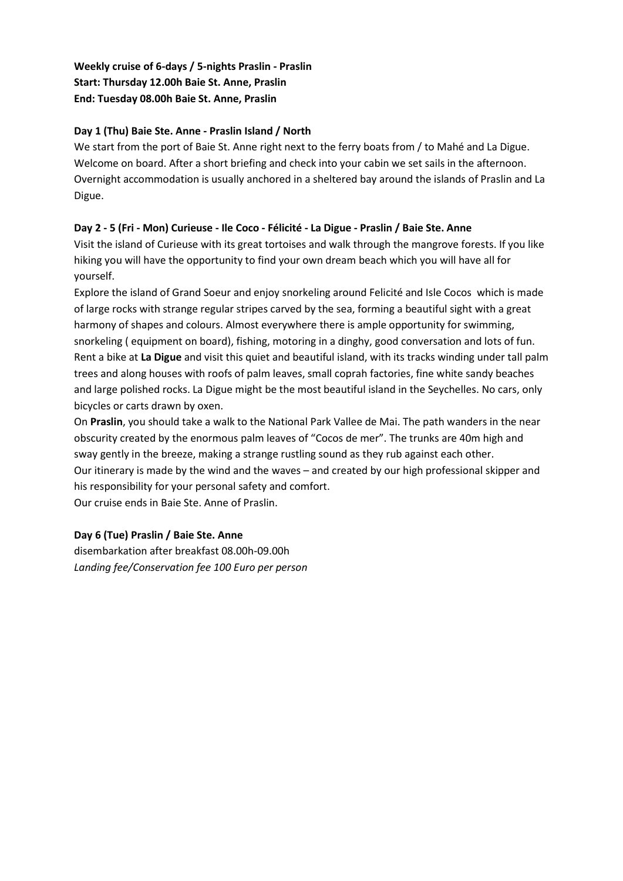**Weekly cruise of 6-days / 5-nights Praslin - Praslin**
**Start: Thursday 12.00h Baie St. Anne, Praslin**
**End: Tuesday 08.00h Baie St. Anne, Praslin**

**Day 1 (Thu) Baie Ste. Anne - Praslin Island / North**

We start from the port of Baie St. Anne right next to the ferry boats from / to Mahé and La Digue. Welcome on board. After a short briefing and check into your cabin we set sails in the afternoon. Overnight accommodation is usually anchored in a sheltered bay around the islands of Praslin and La Digue.

**Day 2 - 5 (Fri - Mon) Curieuse - Ile Coco - Félicité - La Digue - Praslin / Baie Ste. Anne**

Visit the island of Curieuse with its great tortoises and walk through the mangrove forests. If you like hiking you will have the opportunity to find your own dream beach which you will have all for yourself.

Explore the island of Grand Soeur and enjoy snorkeling around Felicité and Isle Cocos which is made of large rocks with strange regular stripes carved by the sea, forming a beautiful sight with a great harmony of shapes and colours. Almost everywhere there is ample opportunity for swimming, snorkeling ( equipment on board), fishing, motoring in a dinghy, good conversation and lots of fun.

Rent a bike at **La Digue** and visit this quiet and beautiful island, with its tracks winding under tall palm trees and along houses with roofs of palm leaves, small coprah factories, fine white sandy beaches and large polished rocks. La Digue might be the most beautiful island in the Seychelles. No cars, only bicycles or carts drawn by oxen.

On **Praslin**, you should take a walk to the National Park Vallee de Mai. The path wanders in the near obscurity created by the enormous palm leaves of "Cocos de mer". The trunks are 40m high and sway gently in the breeze, making a strange rustling sound as they rub against each other.

Our itinerary is made by the wind and the waves – and created by our high professional skipper and his responsibility for your personal safety and comfort.

Our cruise ends in Baie Ste. Anne of Praslin.

**Day 6 (Tue) Praslin / Baie Ste. Anne**

disembarkation after breakfast 08.00h-09.00h

*Landing fee/Conservation fee 100 Euro per person*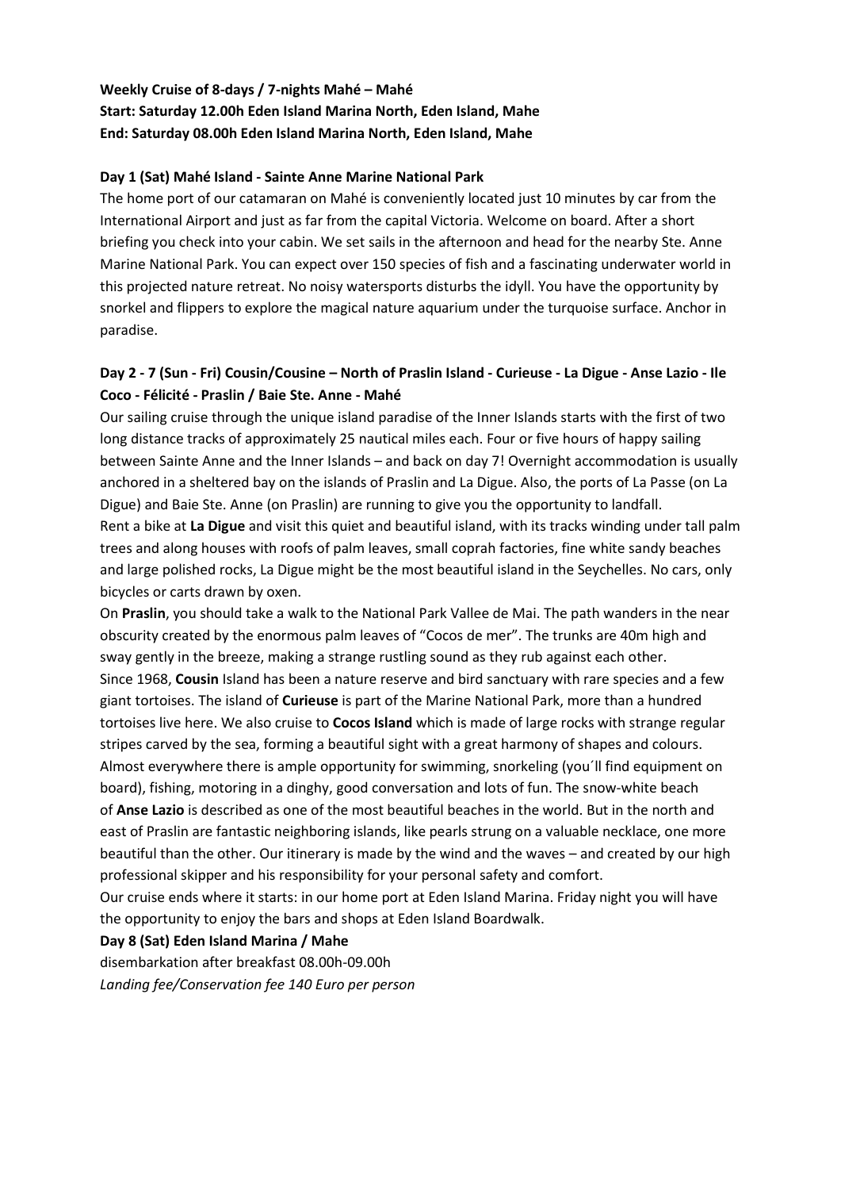**Weekly Cruise of 8-days / 7-nights Mahé – Mahé**
**Start: Saturday 12.00h Eden Island Marina North, Eden Island, Mahe**
**End: Saturday 08.00h Eden Island Marina North, Eden Island, Mahe**

**Day 1 (Sat) Mahé Island - Sainte Anne Marine National Park**

The home port of our catamaran on Mahé is conveniently located just 10 minutes by car from the International Airport and just as far from the capital Victoria. Welcome on board. After a short briefing you check into your cabin. We set sails in the afternoon and head for the nearby Ste. Anne Marine National Park. You can expect over 150 species of fish and a fascinating underwater world in this projected nature retreat. No noisy watersports disturbs the idyll. You have the opportunity by snorkel and flippers to explore the magical nature aquarium under the turquoise surface. Anchor in paradise.

**Day 2 - 7 (Sun - Fri) Cousin/Cousine – North of Praslin Island - Curieuse - La Digue - Anse Lazio - Ile Coco - Félicité - Praslin / Baie Ste. Anne - Mahé**

Our sailing cruise through the unique island paradise of the Inner Islands starts with the first of two long distance tracks of approximately 25 nautical miles each. Four or five hours of happy sailing between Sainte Anne and the Inner Islands – and back on day 7! Overnight accommodation is usually anchored in a sheltered bay on the islands of Praslin and La Digue. Also, the ports of La Passe (on La Digue) and Baie Ste. Anne (on Praslin) are running to give you the opportunity to landfall.

Rent a bike at **La Digue** and visit this quiet and beautiful island, with its tracks winding under tall palm trees and along houses with roofs of palm leaves, small coprah factories, fine white sandy beaches and large polished rocks, La Digue might be the most beautiful island in the Seychelles. No cars, only bicycles or carts drawn by oxen.

On **Praslin**, you should take a walk to the National Park Vallee de Mai. The path wanders in the near obscurity created by the enormous palm leaves of "Cocos de mer". The trunks are 40m high and sway gently in the breeze, making a strange rustling sound as they rub against each other.

Since 1968, **Cousin** Island has been a nature reserve and bird sanctuary with rare species and a few giant tortoises. The island of **Curieuse** is part of the Marine National Park, more than a hundred tortoises live here. We also cruise to **Cocos Island** which is made of large rocks with strange regular stripes carved by the sea, forming a beautiful sight with a great harmony of shapes and colours. Almost everywhere there is ample opportunity for swimming, snorkeling (you´ll find equipment on board), fishing, motoring in a dinghy, good conversation and lots of fun. The snow-white beach of **Anse Lazio** is described as one of the most beautiful beaches in the world. But in the north and east of Praslin are fantastic neighboring islands, like pearls strung on a valuable necklace, one more beautiful than the other. Our itinerary is made by the wind and the waves – and created by our high professional skipper and his responsibility for your personal safety and comfort.

Our cruise ends where it starts: in our home port at Eden Island Marina. Friday night you will have the opportunity to enjoy the bars and shops at Eden Island Boardwalk.

**Day 8 (Sat) Eden Island Marina / Mahe**

disembarkation after breakfast 08.00h-09.00h

*Landing fee/Conservation fee 140 Euro per person*